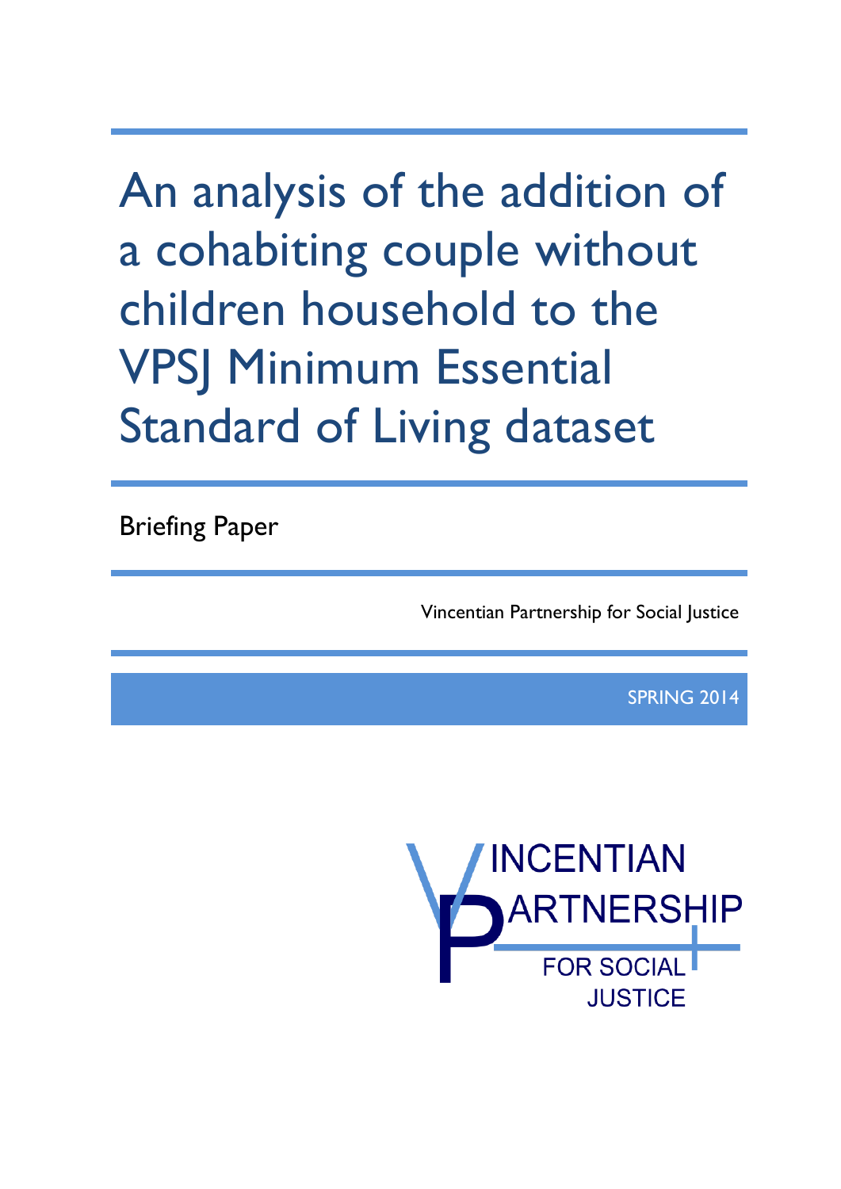# An analysis of the addition of a cohabiting couple without children household to the VPSJ Minimum Essential Standard of Living dataset

Briefing Paper

Vincentian Partnership for Social Justice

SPRING 2014

VINCENTIAN PARTNERSHIP FOR SOCIAL JUSTICE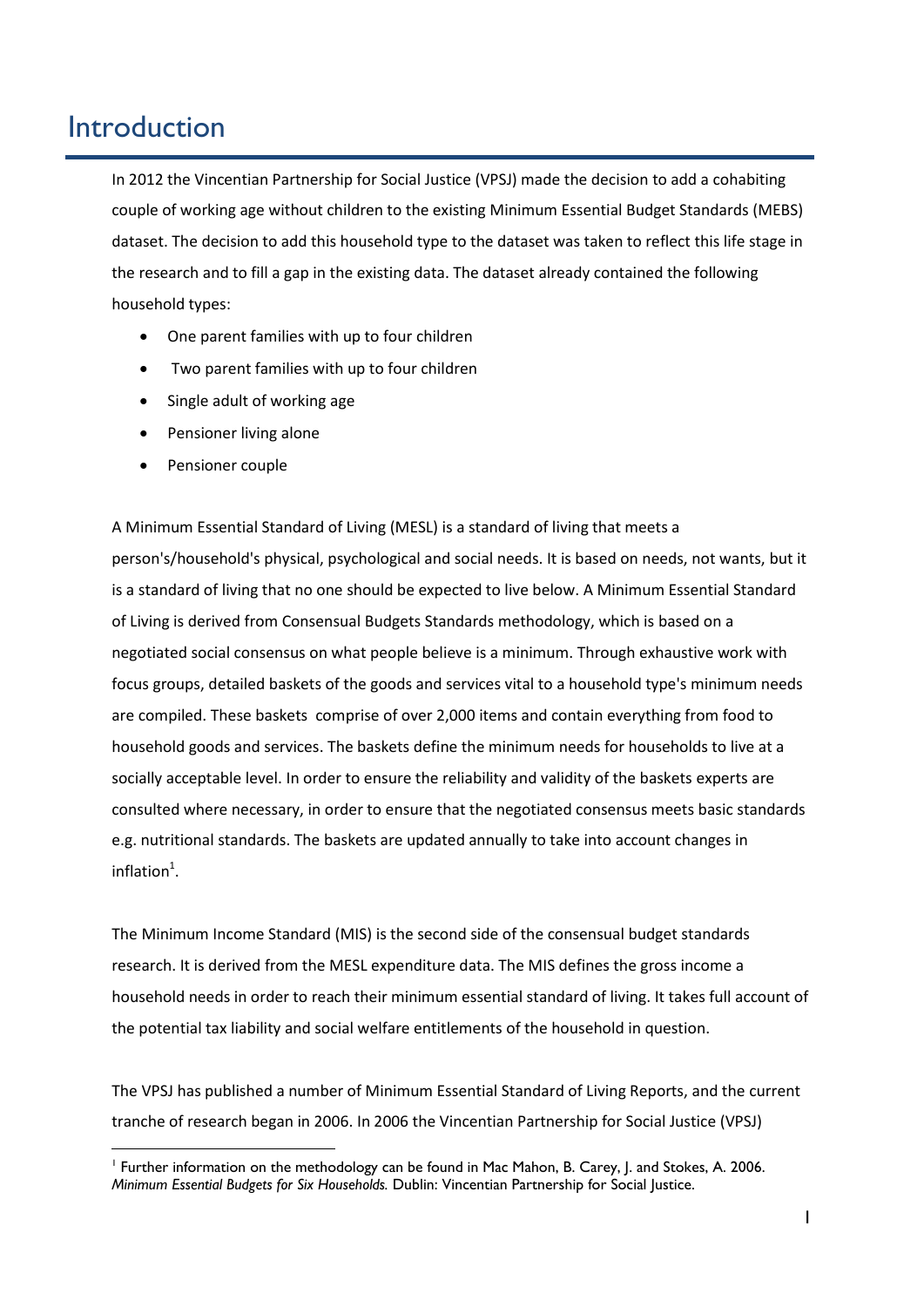# Introduction

In 2012 the Vincentian Partnership for Social Justice (VPSJ) made the decision to add a cohabiting couple of working age without children to the existing Minimum Essential Budget Standards (MEBS) dataset. The decision to add this household type to the dataset was taken to reflect this life stage in the research and to fill a gap in the existing data. The dataset already contained the following household types:

- One parent families with up to four children
- Two parent families with up to four children
- Single adult of working age
- Pensioner living alone
- Pensioner couple

A Minimum Essential Standard of Living (MESL) is a standard of living that meets a person's/household's physical, psychological and social needs. It is based on needs, not wants, but it is a standard of living that no one should be expected to live below. A Minimum Essential Standard of Living is derived from Consensual Budgets Standards methodology, which is based on a negotiated social consensus on what people believe is a minimum. Through exhaustive work with focus groups, detailed baskets of the goods and services vital to a household type's minimum needs are compiled. These baskets comprise of over 2,000 items and contain everything from food to household goods and services. The baskets define the minimum needs for households to live at a socially acceptable level. In order to ensure the reliability and validity of the baskets experts are consulted where necessary, in order to ensure that the negotiated consensus meets basic standards e.g. nutritional standards. The baskets are updated annually to take into account changes in inflation[1].

The Minimum Income Standard (MIS) is the second side of the consensual budget standards research. It is derived from the MESL expenditure data. The MIS defines the gross income a household needs in order to reach their minimum essential standard of living. It takes full account of the potential tax liability and social welfare entitlements of the household in question.

The VPSJ has published a number of Minimum Essential Standard of Living Reports, and the current tranche of research began in 2006. In 2006 the Vincentian Partnership for Social Justice (VPSJ)

---

[1] Further information on the methodology can be found in Mac Mahon, B. Carey, J. and Stokes, A. 2006. *Minimum Essential Budgets for Six Households.* Dublin: Vincentian Partnership for Social Justice.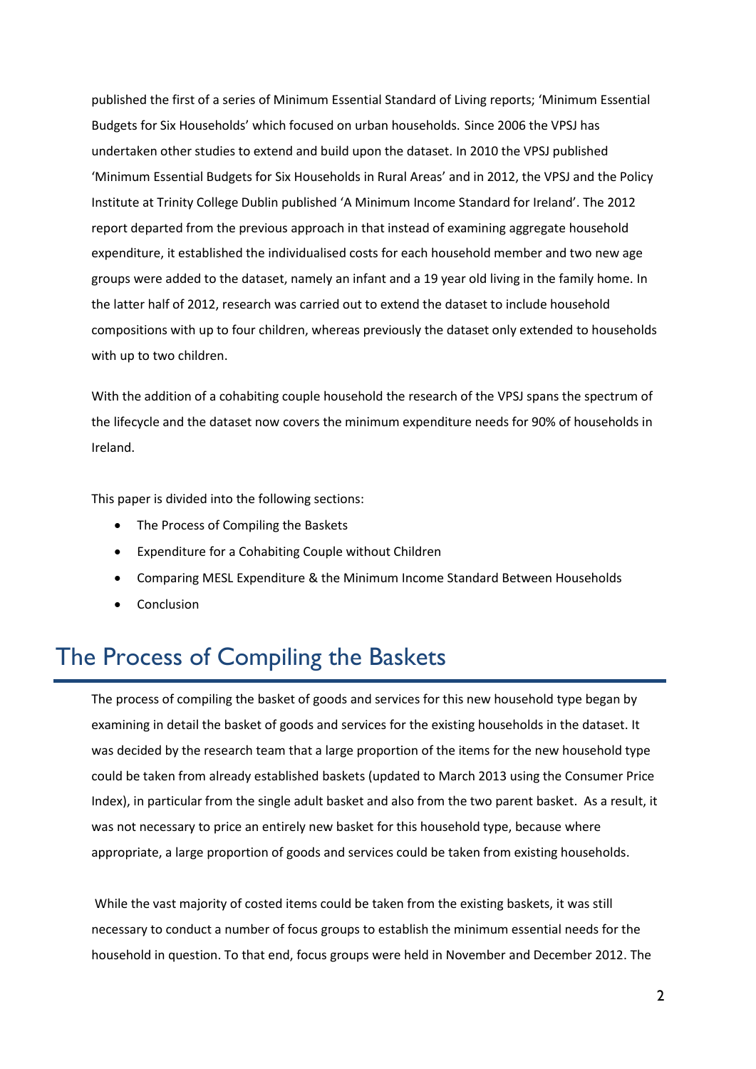published the first of a series of Minimum Essential Standard of Living reports; 'Minimum Essential Budgets for Six Households' which focused on urban households. Since 2006 the VPSJ has undertaken other studies to extend and build upon the dataset. In 2010 the VPSJ published 'Minimum Essential Budgets for Six Households in Rural Areas' and in 2012, the VPSJ and the Policy Institute at Trinity College Dublin published 'A Minimum Income Standard for Ireland'. The 2012 report departed from the previous approach in that instead of examining aggregate household expenditure, it established the individualised costs for each household member and two new age groups were added to the dataset, namely an infant and a 19 year old living in the family home. In the latter half of 2012, research was carried out to extend the dataset to include household compositions with up to four children, whereas previously the dataset only extended to households with up to two children.

With the addition of a cohabiting couple household the research of the VPSJ spans the spectrum of the lifecycle and the dataset now covers the minimum expenditure needs for 90% of households in Ireland.

This paper is divided into the following sections:

- The Process of Compiling the Baskets
- Expenditure for a Cohabiting Couple without Children
- Comparing MESL Expenditure & the Minimum Income Standard Between Households
- Conclusion

# The Process of Compiling the Baskets

The process of compiling the basket of goods and services for this new household type began by examining in detail the basket of goods and services for the existing households in the dataset. It was decided by the research team that a large proportion of the items for the new household type could be taken from already established baskets (updated to March 2013 using the Consumer Price Index), in particular from the single adult basket and also from the two parent basket. As a result, it was not necessary to price an entirely new basket for this household type, because where appropriate, a large proportion of goods and services could be taken from existing households.

While the vast majority of costed items could be taken from the existing baskets, it was still necessary to conduct a number of focus groups to establish the minimum essential needs for the household in question. To that end, focus groups were held in November and December 2012. The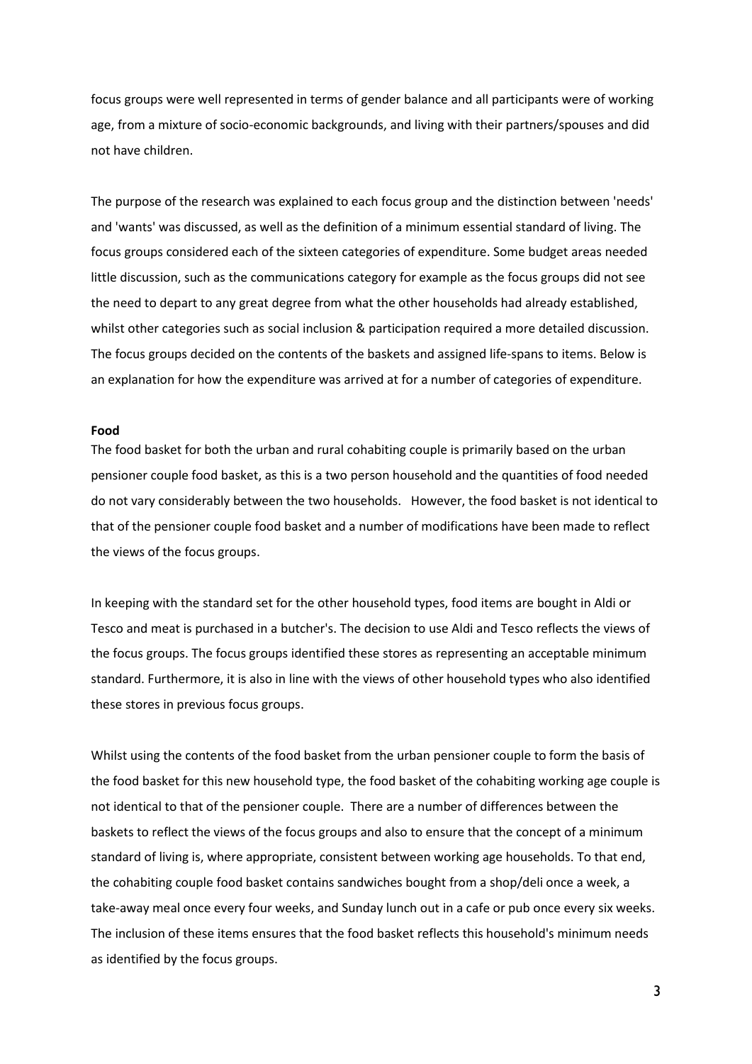focus groups were well represented in terms of gender balance and all participants were of working age, from a mixture of socio-economic backgrounds, and living with their partners/spouses and did not have children.

The purpose of the research was explained to each focus group and the distinction between 'needs' and 'wants' was discussed, as well as the definition of a minimum essential standard of living. The focus groups considered each of the sixteen categories of expenditure. Some budget areas needed little discussion, such as the communications category for example as the focus groups did not see the need to depart to any great degree from what the other households had already established, whilst other categories such as social inclusion & participation required a more detailed discussion. The focus groups decided on the contents of the baskets and assigned life-spans to items. Below is an explanation for how the expenditure was arrived at for a number of categories of expenditure.

**Food**

The food basket for both the urban and rural cohabiting couple is primarily based on the urban pensioner couple food basket, as this is a two person household and the quantities of food needed do not vary considerably between the two households. However, the food basket is not identical to that of the pensioner couple food basket and a number of modifications have been made to reflect the views of the focus groups.

In keeping with the standard set for the other household types, food items are bought in Aldi or Tesco and meat is purchased in a butcher's. The decision to use Aldi and Tesco reflects the views of the focus groups. The focus groups identified these stores as representing an acceptable minimum standard. Furthermore, it is also in line with the views of other household types who also identified these stores in previous focus groups.

Whilst using the contents of the food basket from the urban pensioner couple to form the basis of the food basket for this new household type, the food basket of the cohabiting working age couple is not identical to that of the pensioner couple. There are a number of differences between the baskets to reflect the views of the focus groups and also to ensure that the concept of a minimum standard of living is, where appropriate, consistent between working age households. To that end, the cohabiting couple food basket contains sandwiches bought from a shop/deli once a week, a take-away meal once every four weeks, and Sunday lunch out in a cafe or pub once every six weeks. The inclusion of these items ensures that the food basket reflects this household's minimum needs as identified by the focus groups.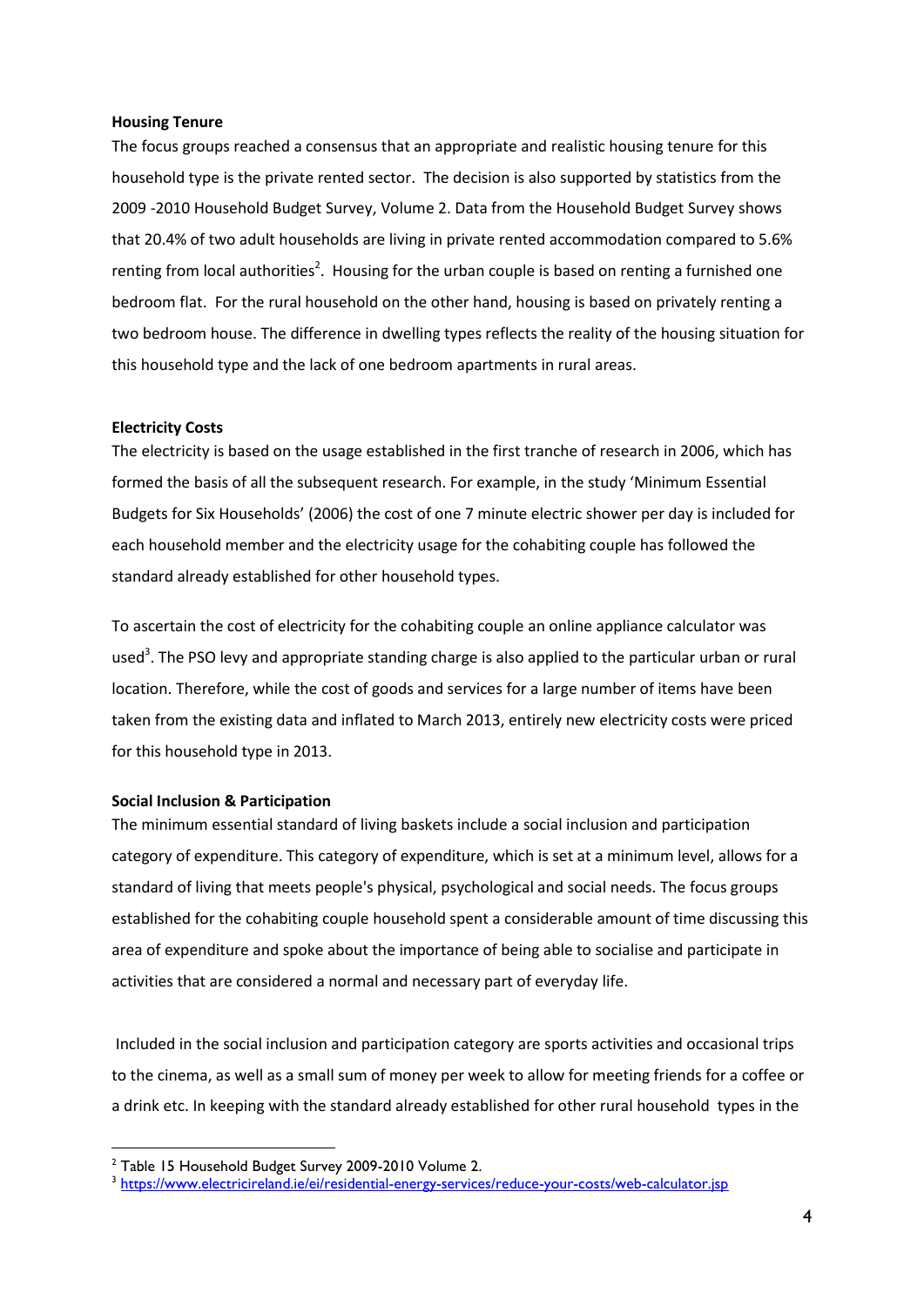**Housing Tenure**

The focus groups reached a consensus that an appropriate and realistic housing tenure for this household type is the private rented sector. The decision is also supported by statistics from the 2009 -2010 Household Budget Survey, Volume 2. Data from the Household Budget Survey shows that 20.4% of two adult households are living in private rented accommodation compared to 5.6% renting from local authorities[2]. Housing for the urban couple is based on renting a furnished one bedroom flat. For the rural household on the other hand, housing is based on privately renting a two bedroom house. The difference in dwelling types reflects the reality of the housing situation for this household type and the lack of one bedroom apartments in rural areas.

**Electricity Costs**

The electricity is based on the usage established in the first tranche of research in 2006, which has formed the basis of all the subsequent research. For example, in the study 'Minimum Essential Budgets for Six Households' (2006) the cost of one 7 minute electric shower per day is included for each household member and the electricity usage for the cohabiting couple has followed the standard already established for other household types.

To ascertain the cost of electricity for the cohabiting couple an online appliance calculator was used[3]. The PSO levy and appropriate standing charge is also applied to the particular urban or rural location. Therefore, while the cost of goods and services for a large number of items have been taken from the existing data and inflated to March 2013, entirely new electricity costs were priced for this household type in 2013.

**Social Inclusion & Participation**

The minimum essential standard of living baskets include a social inclusion and participation category of expenditure. This category of expenditure, which is set at a minimum level, allows for a standard of living that meets people's physical, psychological and social needs. The focus groups established for the cohabiting couple household spent a considerable amount of time discussing this area of expenditure and spoke about the importance of being able to socialise and participate in activities that are considered a normal and necessary part of everyday life.

Included in the social inclusion and participation category are sports activities and occasional trips to the cinema, as well as a small sum of money per week to allow for meeting friends for a coffee or a drink etc. In keeping with the standard already established for other rural household types in the

---

[2] Table 15 Household Budget Survey 2009-2010 Volume 2.

[3] https://www.electricireland.ie/ei/residential-energy-services/reduce-your-costs/web-calculator.jsp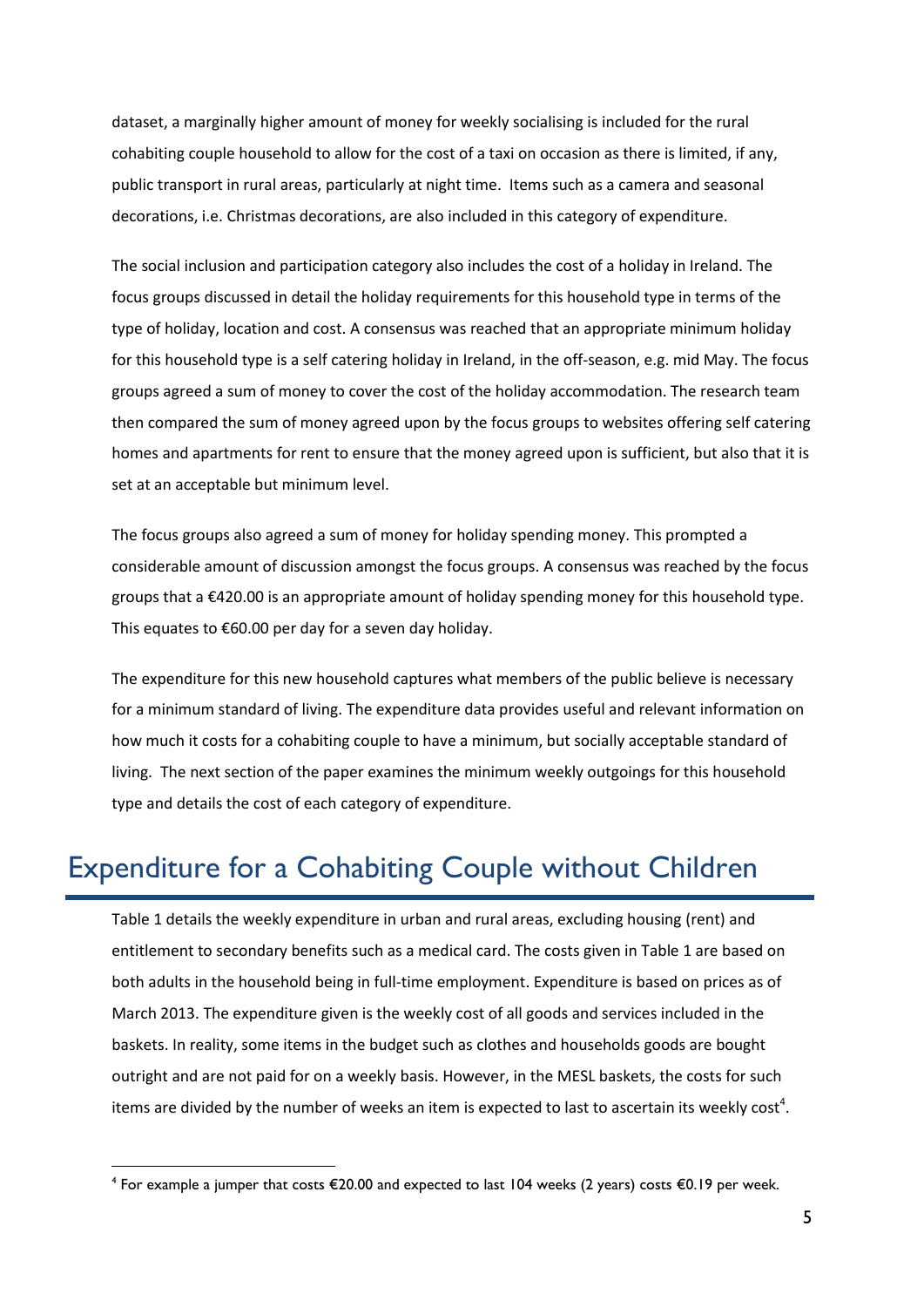dataset, a marginally higher amount of money for weekly socialising is included for the rural cohabiting couple household to allow for the cost of a taxi on occasion as there is limited, if any, public transport in rural areas, particularly at night time. Items such as a camera and seasonal decorations, i.e. Christmas decorations, are also included in this category of expenditure.

The social inclusion and participation category also includes the cost of a holiday in Ireland. The focus groups discussed in detail the holiday requirements for this household type in terms of the type of holiday, location and cost. A consensus was reached that an appropriate minimum holiday for this household type is a self catering holiday in Ireland, in the off-season, e.g. mid May. The focus groups agreed a sum of money to cover the cost of the holiday accommodation. The research team then compared the sum of money agreed upon by the focus groups to websites offering self catering homes and apartments for rent to ensure that the money agreed upon is sufficient, but also that it is set at an acceptable but minimum level.

The focus groups also agreed a sum of money for holiday spending money. This prompted a considerable amount of discussion amongst the focus groups. A consensus was reached by the focus groups that a €420.00 is an appropriate amount of holiday spending money for this household type. This equates to €60.00 per day for a seven day holiday.

The expenditure for this new household captures what members of the public believe is necessary for a minimum standard of living. The expenditure data provides useful and relevant information on how much it costs for a cohabiting couple to have a minimum, but socially acceptable standard of living. The next section of the paper examines the minimum weekly outgoings for this household type and details the cost of each category of expenditure.

## Expenditure for a Cohabiting Couple without Children

Table 1 details the weekly expenditure in urban and rural areas, excluding housing (rent) and entitlement to secondary benefits such as a medical card. The costs given in Table 1 are based on both adults in the household being in full-time employment. Expenditure is based on prices as of March 2013. The expenditure given is the weekly cost of all goods and services included in the baskets. In reality, some items in the budget such as clothes and households goods are bought outright and are not paid for on a weekly basis. However, in the MESL baskets, the costs for such items are divided by the number of weeks an item is expected to last to ascertain its weekly cost[4].

[4] For example a jumper that costs €20.00 and expected to last 104 weeks (2 years) costs €0.19 per week.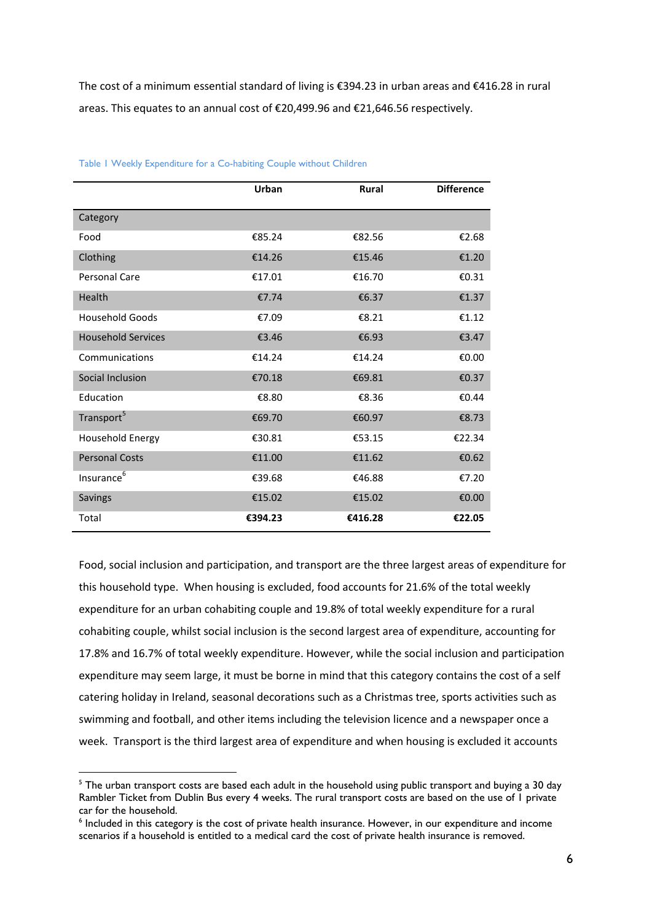The cost of a minimum essential standard of living is €394.23 in urban areas and €416.28 in rural areas. This equates to an annual cost of €20,499.96 and €21,646.56 respectively.

Table 1 Weekly Expenditure for a Co-habiting Couple without Children

| | Urban | Rural | Difference |
|---|---|---|---|
| Category | | | |
| Food | €85.24 | €82.56 | €2.68 |
| Clothing | €14.26 | €15.46 | €1.20 |
| Personal Care | €17.01 | €16.70 | €0.31 |
| Health | €7.74 | €6.37 | €1.37 |
| Household Goods | €7.09 | €8.21 | €1.12 |
| Household Services | €3.46 | €6.93 | €3.47 |
| Communications | €14.24 | €14.24 | €0.00 |
| Social Inclusion | €70.18 | €69.81 | €0.37 |
| Education | €8.80 | €8.36 | €0.44 |
| Transport[5] | €69.70 | €60.97 | €8.73 |
| Household Energy | €30.81 | €53.15 | €22.34 |
| Personal Costs | €11.00 | €11.62 | €0.62 |
| Insurance[6] | €39.68 | €46.88 | €7.20 |
| Savings | €15.02 | €15.02 | €0.00 |
| Total | **€394.23** | **€416.28** | **€22.05** |

Food, social inclusion and participation, and transport are the three largest areas of expenditure for this household type. When housing is excluded, food accounts for 21.6% of the total weekly expenditure for an urban cohabiting couple and 19.8% of total weekly expenditure for a rural cohabiting couple, whilst social inclusion is the second largest area of expenditure, accounting for 17.8% and 16.7% of total weekly expenditure. However, while the social inclusion and participation expenditure may seem large, it must be borne in mind that this category contains the cost of a self catering holiday in Ireland, seasonal decorations such as a Christmas tree, sports activities such as swimming and football, and other items including the television licence and a newspaper once a week. Transport is the third largest area of expenditure and when housing is excluded it accounts

[5] The urban transport costs are based each adult in the household using public transport and buying a 30 day Rambler Ticket from Dublin Bus every 4 weeks. The rural transport costs are based on the use of 1 private car for the household.

[6] Included in this category is the cost of private health insurance. However, in our expenditure and income scenarios if a household is entitled to a medical card the cost of private health insurance is removed.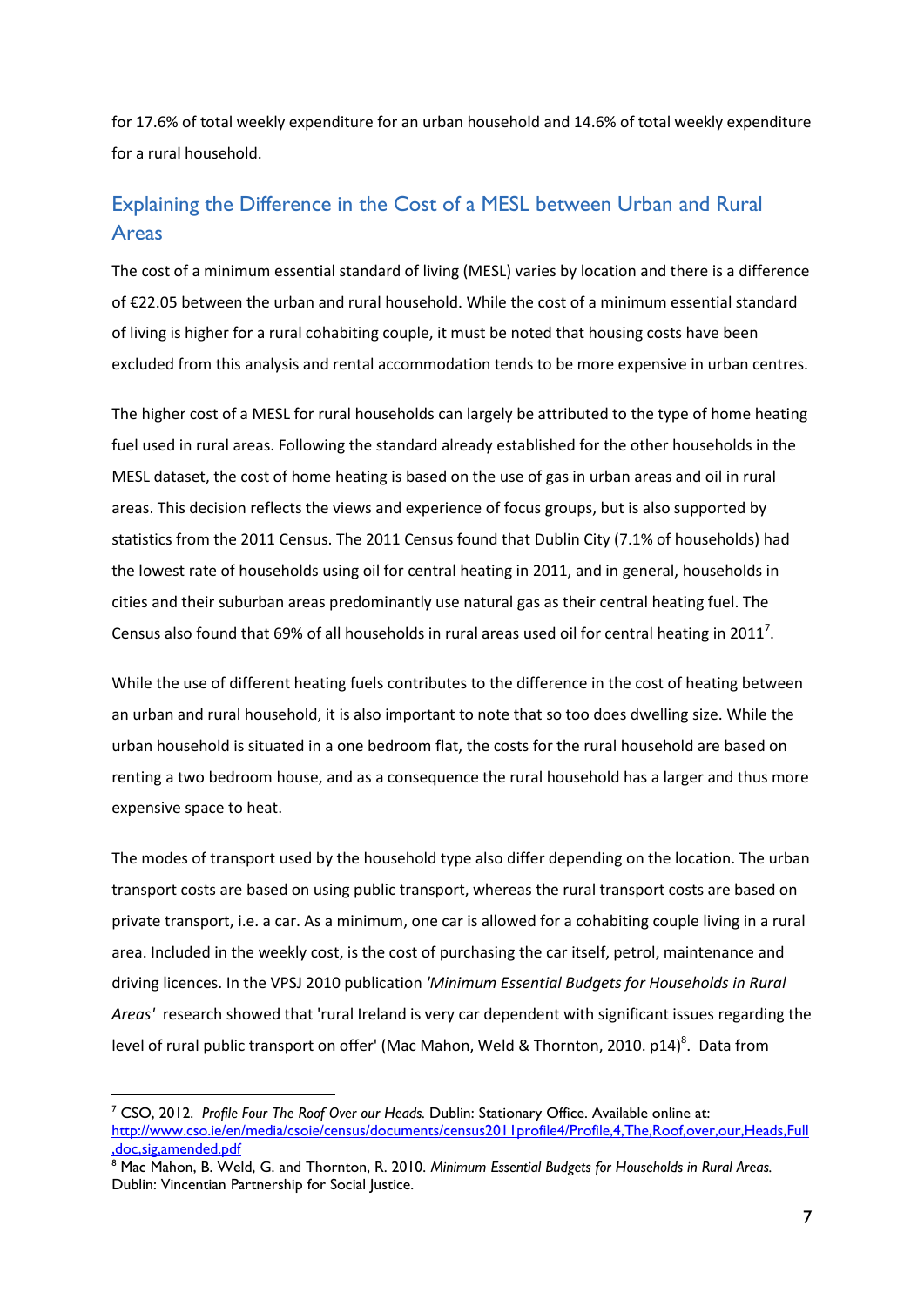for 17.6% of total weekly expenditure for an urban household and 14.6% of total weekly expenditure for a rural household.

## Explaining the Difference in the Cost of a MESL between Urban and Rural Areas

The cost of a minimum essential standard of living (MESL) varies by location and there is a difference of €22.05 between the urban and rural household. While the cost of a minimum essential standard of living is higher for a rural cohabiting couple, it must be noted that housing costs have been excluded from this analysis and rental accommodation tends to be more expensive in urban centres.

The higher cost of a MESL for rural households can largely be attributed to the type of home heating fuel used in rural areas. Following the standard already established for the other households in the MESL dataset, the cost of home heating is based on the use of gas in urban areas and oil in rural areas. This decision reflects the views and experience of focus groups, but is also supported by statistics from the 2011 Census. The 2011 Census found that Dublin City (7.1% of households) had the lowest rate of households using oil for central heating in 2011, and in general, households in cities and their suburban areas predominantly use natural gas as their central heating fuel. The Census also found that 69% of all households in rural areas used oil for central heating in 2011[7].

While the use of different heating fuels contributes to the difference in the cost of heating between an urban and rural household, it is also important to note that so too does dwelling size. While the urban household is situated in a one bedroom flat, the costs for the rural household are based on renting a two bedroom house, and as a consequence the rural household has a larger and thus more expensive space to heat.

The modes of transport used by the household type also differ depending on the location. The urban transport costs are based on using public transport, whereas the rural transport costs are based on private transport, i.e. a car. As a minimum, one car is allowed for a cohabiting couple living in a rural area. Included in the weekly cost, is the cost of purchasing the car itself, petrol, maintenance and driving licences. In the VPSJ 2010 publication *'Minimum Essential Budgets for Households in Rural Areas'* research showed that 'rural Ireland is very car dependent with significant issues regarding the level of rural public transport on offer' (Mac Mahon, Weld & Thornton, 2010. p14)[8]. Data from

---

[7] CSO, 2012. *Profile Four The Roof Over our Heads.* Dublin: Stationary Office. Available online at: http://www.cso.ie/en/media/csoie/census/documents/census2011profile4/Profile,4,The,Roof,over,our,Heads,Full,doc,sig,amended.pdf

[8] Mac Mahon, B. Weld, G. and Thornton, R. 2010. *Minimum Essential Budgets for Households in Rural Areas.* Dublin: Vincentian Partnership for Social Justice.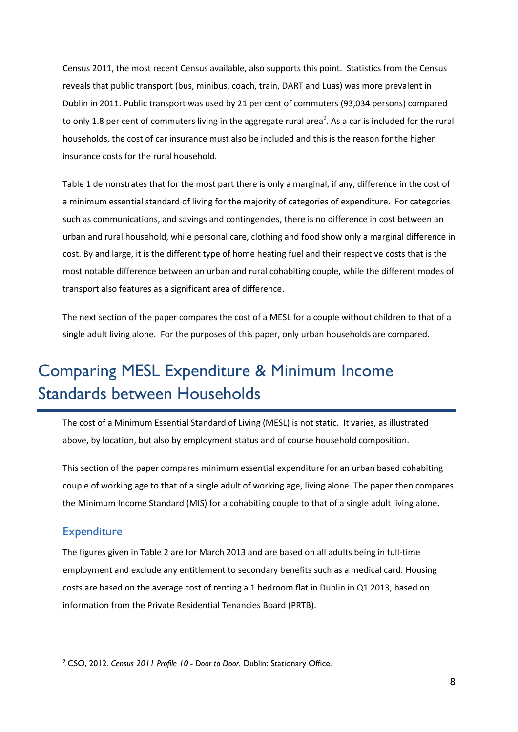Census 2011, the most recent Census available, also supports this point. Statistics from the Census reveals that public transport (bus, minibus, coach, train, DART and Luas) was more prevalent in Dublin in 2011. Public transport was used by 21 per cent of commuters (93,034 persons) compared to only 1.8 per cent of commuters living in the aggregate rural area[9]. As a car is included for the rural households, the cost of car insurance must also be included and this is the reason for the higher insurance costs for the rural household.

Table 1 demonstrates that for the most part there is only a marginal, if any, difference in the cost of a minimum essential standard of living for the majority of categories of expenditure. For categories such as communications, and savings and contingencies, there is no difference in cost between an urban and rural household, while personal care, clothing and food show only a marginal difference in cost. By and large, it is the different type of home heating fuel and their respective costs that is the most notable difference between an urban and rural cohabiting couple, while the different modes of transport also features as a significant area of difference.

The next section of the paper compares the cost of a MESL for a couple without children to that of a single adult living alone. For the purposes of this paper, only urban households are compared.

# Comparing MESL Expenditure & Minimum Income Standards between Households

The cost of a Minimum Essential Standard of Living (MESL) is not static. It varies, as illustrated above, by location, but also by employment status and of course household composition.

This section of the paper compares minimum essential expenditure for an urban based cohabiting couple of working age to that of a single adult of working age, living alone. The paper then compares the Minimum Income Standard (MIS) for a cohabiting couple to that of a single adult living alone.

## Expenditure

The figures given in Table 2 are for March 2013 and are based on all adults being in full-time employment and exclude any entitlement to secondary benefits such as a medical card. Housing costs are based on the average cost of renting a 1 bedroom flat in Dublin in Q1 2013, based on information from the Private Residential Tenancies Board (PRTB).

---

[9] CSO, 2012. *Census 2011 Profile 10 - Door to Door.* Dublin: Stationary Office.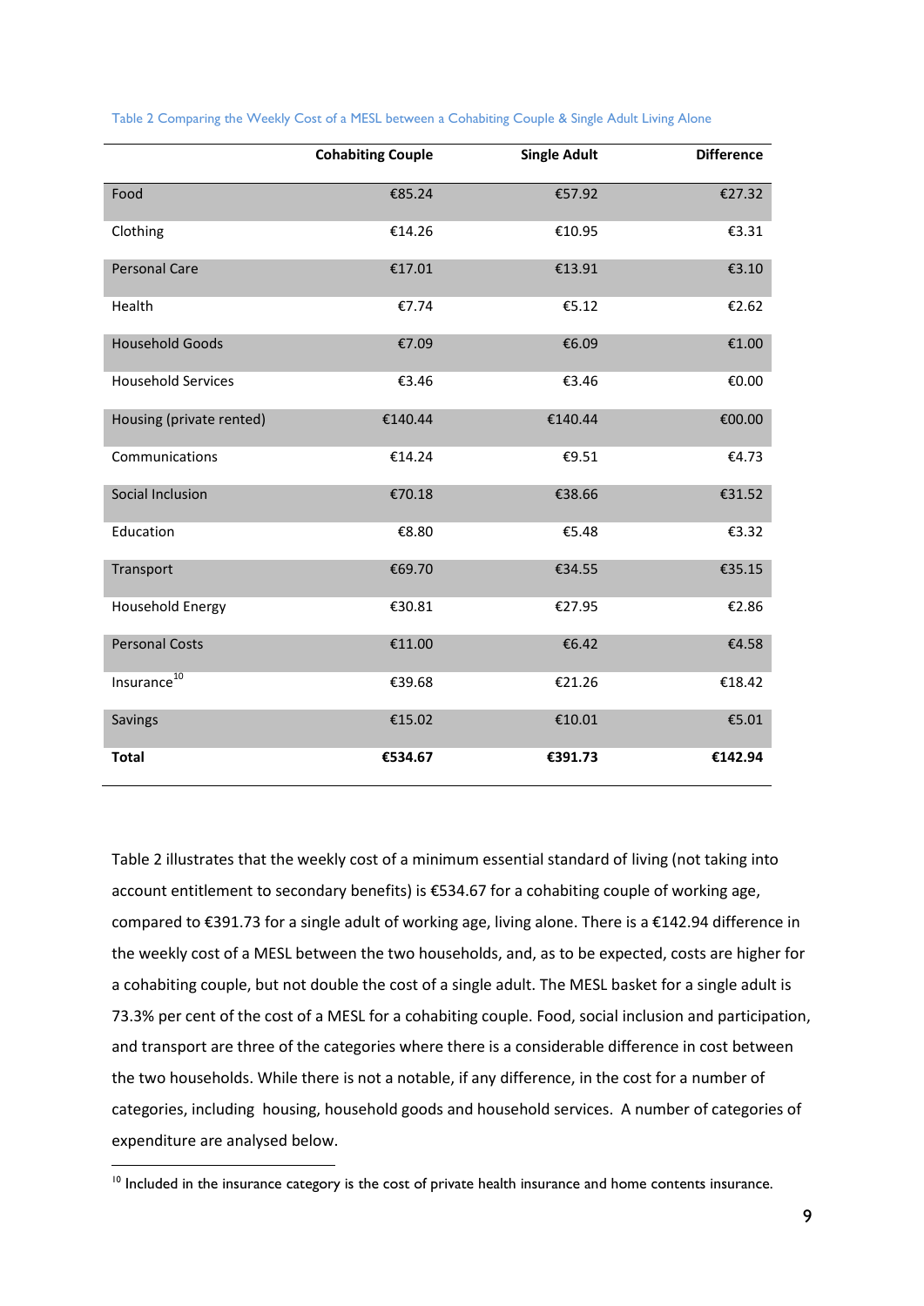Table 2 Comparing the Weekly Cost of a MESL between a Cohabiting Couple & Single Adult Living Alone

| | Cohabiting Couple | Single Adult | Difference |
|---|---|---|---|
| Food | €85.24 | €57.92 | €27.32 |
| Clothing | €14.26 | €10.95 | €3.31 |
| Personal Care | €17.01 | €13.91 | €3.10 |
| Health | €7.74 | €5.12 | €2.62 |
| Household Goods | €7.09 | €6.09 | €1.00 |
| Household Services | €3.46 | €3.46 | €0.00 |
| Housing (private rented) | €140.44 | €140.44 | €00.00 |
| Communications | €14.24 | €9.51 | €4.73 |
| Social Inclusion | €70.18 | €38.66 | €31.52 |
| Education | €8.80 | €5.48 | €3.32 |
| Transport | €69.70 | €34.55 | €35.15 |
| Household Energy | €30.81 | €27.95 | €2.86 |
| Personal Costs | €11.00 | €6.42 | €4.58 |
| Insurance[10] | €39.68 | €21.26 | €18.42 |
| Savings | €15.02 | €10.01 | €5.01 |
| **Total** | **€534.67** | **€391.73** | **€142.94** |

Table 2 illustrates that the weekly cost of a minimum essential standard of living (not taking into account entitlement to secondary benefits) is €534.67 for a cohabiting couple of working age, compared to €391.73 for a single adult of working age, living alone. There is a €142.94 difference in the weekly cost of a MESL between the two households, and, as to be expected, costs are higher for a cohabiting couple, but not double the cost of a single adult. The MESL basket for a single adult is 73.3% per cent of the cost of a MESL for a cohabiting couple. Food, social inclusion and participation, and transport are three of the categories where there is a considerable difference in cost between the two households. While there is not a notable, if any difference, in the cost for a number of categories, including housing, household goods and household services. A number of categories of expenditure are analysed below.

[10] Included in the insurance category is the cost of private health insurance and home contents insurance.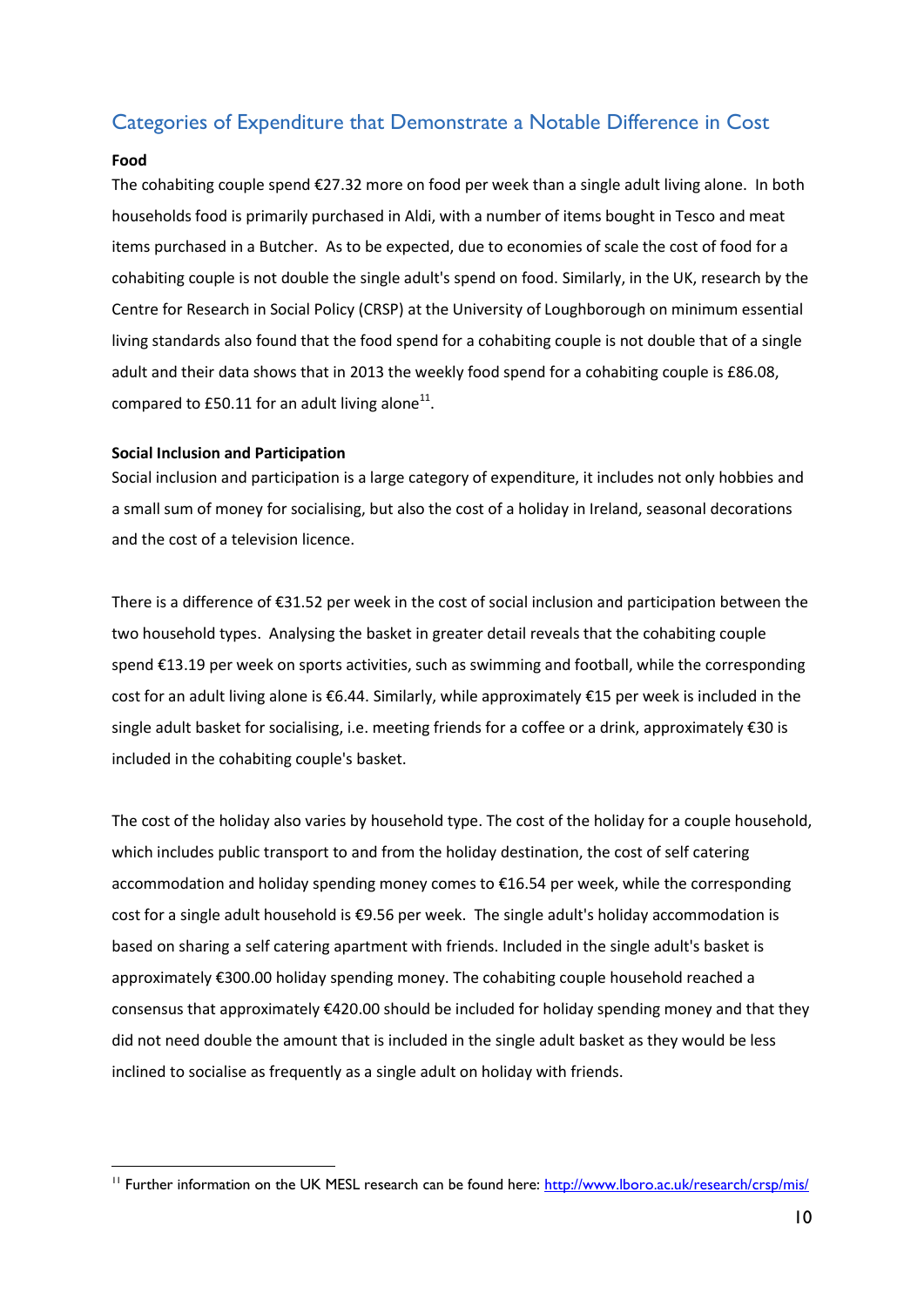## Categories of Expenditure that Demonstrate a Notable Difference in Cost

**Food**

The cohabiting couple spend €27.32 more on food per week than a single adult living alone. In both households food is primarily purchased in Aldi, with a number of items bought in Tesco and meat items purchased in a Butcher. As to be expected, due to economies of scale the cost of food for a cohabiting couple is not double the single adult's spend on food. Similarly, in the UK, research by the Centre for Research in Social Policy (CRSP) at the University of Loughborough on minimum essential living standards also found that the food spend for a cohabiting couple is not double that of a single adult and their data shows that in 2013 the weekly food spend for a cohabiting couple is £86.08, compared to £50.11 for an adult living alone[11].

**Social Inclusion and Participation**

Social inclusion and participation is a large category of expenditure, it includes not only hobbies and a small sum of money for socialising, but also the cost of a holiday in Ireland, seasonal decorations and the cost of a television licence.

There is a difference of €31.52 per week in the cost of social inclusion and participation between the two household types. Analysing the basket in greater detail reveals that the cohabiting couple spend €13.19 per week on sports activities, such as swimming and football, while the corresponding cost for an adult living alone is €6.44. Similarly, while approximately €15 per week is included in the single adult basket for socialising, i.e. meeting friends for a coffee or a drink, approximately €30 is included in the cohabiting couple's basket.

The cost of the holiday also varies by household type. The cost of the holiday for a couple household, which includes public transport to and from the holiday destination, the cost of self catering accommodation and holiday spending money comes to €16.54 per week, while the corresponding cost for a single adult household is €9.56 per week. The single adult's holiday accommodation is based on sharing a self catering apartment with friends. Included in the single adult's basket is approximately €300.00 holiday spending money. The cohabiting couple household reached a consensus that approximately €420.00 should be included for holiday spending money and that they did not need double the amount that is included in the single adult basket as they would be less inclined to socialise as frequently as a single adult on holiday with friends.

---

[11] Further information on the UK MESL research can be found here: http://www.lboro.ac.uk/research/crsp/mis/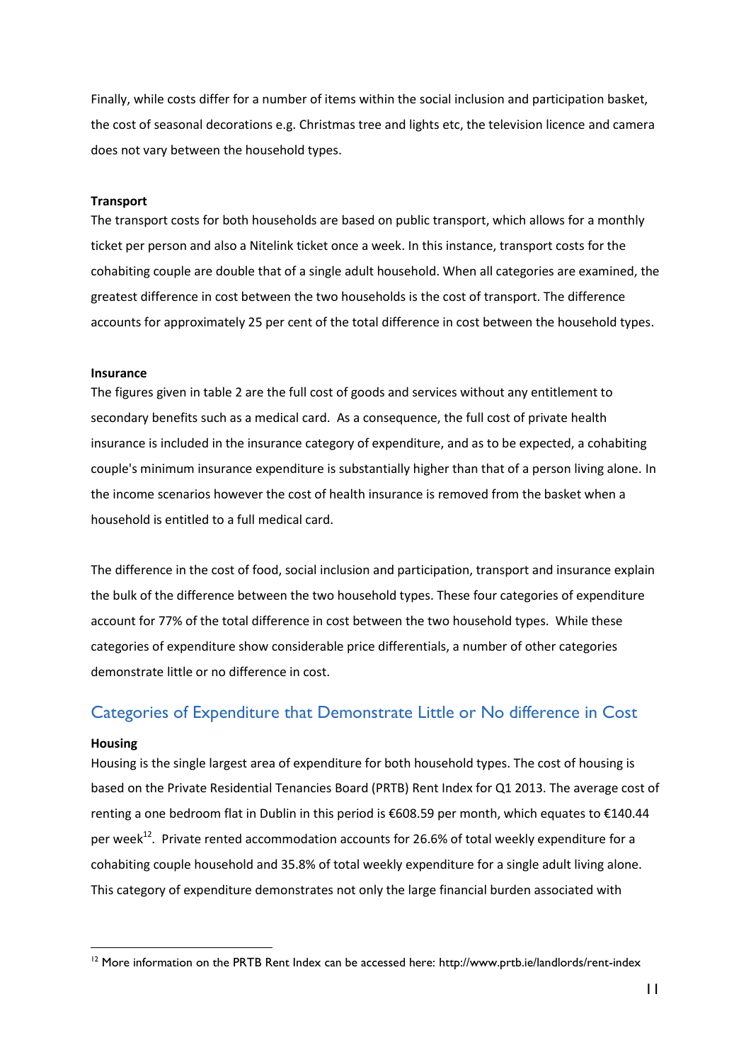Finally, while costs differ for a number of items within the social inclusion and participation basket, the cost of seasonal decorations e.g. Christmas tree and lights etc, the television licence and camera does not vary between the household types.

**Transport**

The transport costs for both households are based on public transport, which allows for a monthly ticket per person and also a Nitelink ticket once a week. In this instance, transport costs for the cohabiting couple are double that of a single adult household. When all categories are examined, the greatest difference in cost between the two households is the cost of transport. The difference accounts for approximately 25 per cent of the total difference in cost between the household types.

**Insurance**

The figures given in table 2 are the full cost of goods and services without any entitlement to secondary benefits such as a medical card. As a consequence, the full cost of private health insurance is included in the insurance category of expenditure, and as to be expected, a cohabiting couple's minimum insurance expenditure is substantially higher than that of a person living alone. In the income scenarios however the cost of health insurance is removed from the basket when a household is entitled to a full medical card.

The difference in the cost of food, social inclusion and participation, transport and insurance explain the bulk of the difference between the two household types. These four categories of expenditure account for 77% of the total difference in cost between the two household types. While these categories of expenditure show considerable price differentials, a number of other categories demonstrate little or no difference in cost.

## Categories of Expenditure that Demonstrate Little or No difference in Cost

**Housing**

Housing is the single largest area of expenditure for both household types. The cost of housing is based on the Private Residential Tenancies Board (PRTB) Rent Index for Q1 2013. The average cost of renting a one bedroom flat in Dublin in this period is €608.59 per month, which equates to €140.44 per week[12]. Private rented accommodation accounts for 26.6% of total weekly expenditure for a cohabiting couple household and 35.8% of total weekly expenditure for a single adult living alone. This category of expenditure demonstrates not only the large financial burden associated with

[12] More information on the PRTB Rent Index can be accessed here: http://www.prtb.ie/landlords/rent-index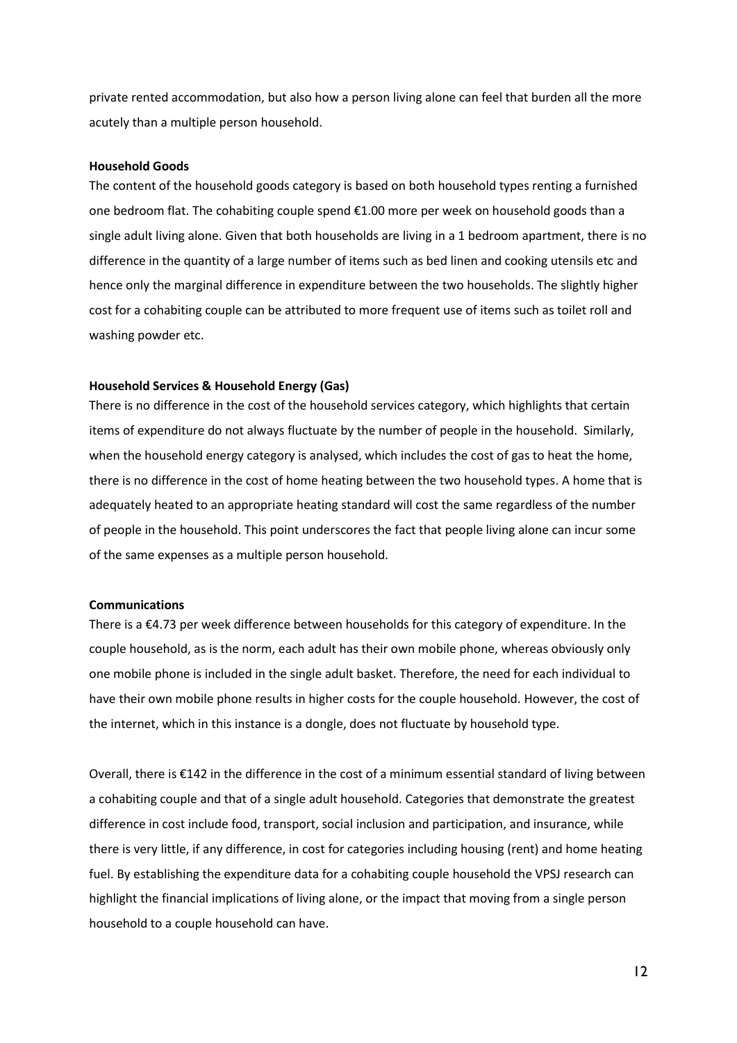private rented accommodation, but also how a person living alone can feel that burden all the more acutely than a multiple person household.

**Household Goods**

The content of the household goods category is based on both household types renting a furnished one bedroom flat. The cohabiting couple spend €1.00 more per week on household goods than a single adult living alone. Given that both households are living in a 1 bedroom apartment, there is no difference in the quantity of a large number of items such as bed linen and cooking utensils etc and hence only the marginal difference in expenditure between the two households. The slightly higher cost for a cohabiting couple can be attributed to more frequent use of items such as toilet roll and washing powder etc.

**Household Services & Household Energy (Gas)**

There is no difference in the cost of the household services category, which highlights that certain items of expenditure do not always fluctuate by the number of people in the household. Similarly, when the household energy category is analysed, which includes the cost of gas to heat the home, there is no difference in the cost of home heating between the two household types. A home that is adequately heated to an appropriate heating standard will cost the same regardless of the number of people in the household. This point underscores the fact that people living alone can incur some of the same expenses as a multiple person household.

**Communications**

There is a €4.73 per week difference between households for this category of expenditure. In the couple household, as is the norm, each adult has their own mobile phone, whereas obviously only one mobile phone is included in the single adult basket. Therefore, the need for each individual to have their own mobile phone results in higher costs for the couple household. However, the cost of the internet, which in this instance is a dongle, does not fluctuate by household type.

Overall, there is €142 in the difference in the cost of a minimum essential standard of living between a cohabiting couple and that of a single adult household. Categories that demonstrate the greatest difference in cost include food, transport, social inclusion and participation, and insurance, while there is very little, if any difference, in cost for categories including housing (rent) and home heating fuel. By establishing the expenditure data for a cohabiting couple household the VPSJ research can highlight the financial implications of living alone, or the impact that moving from a single person household to a couple household can have.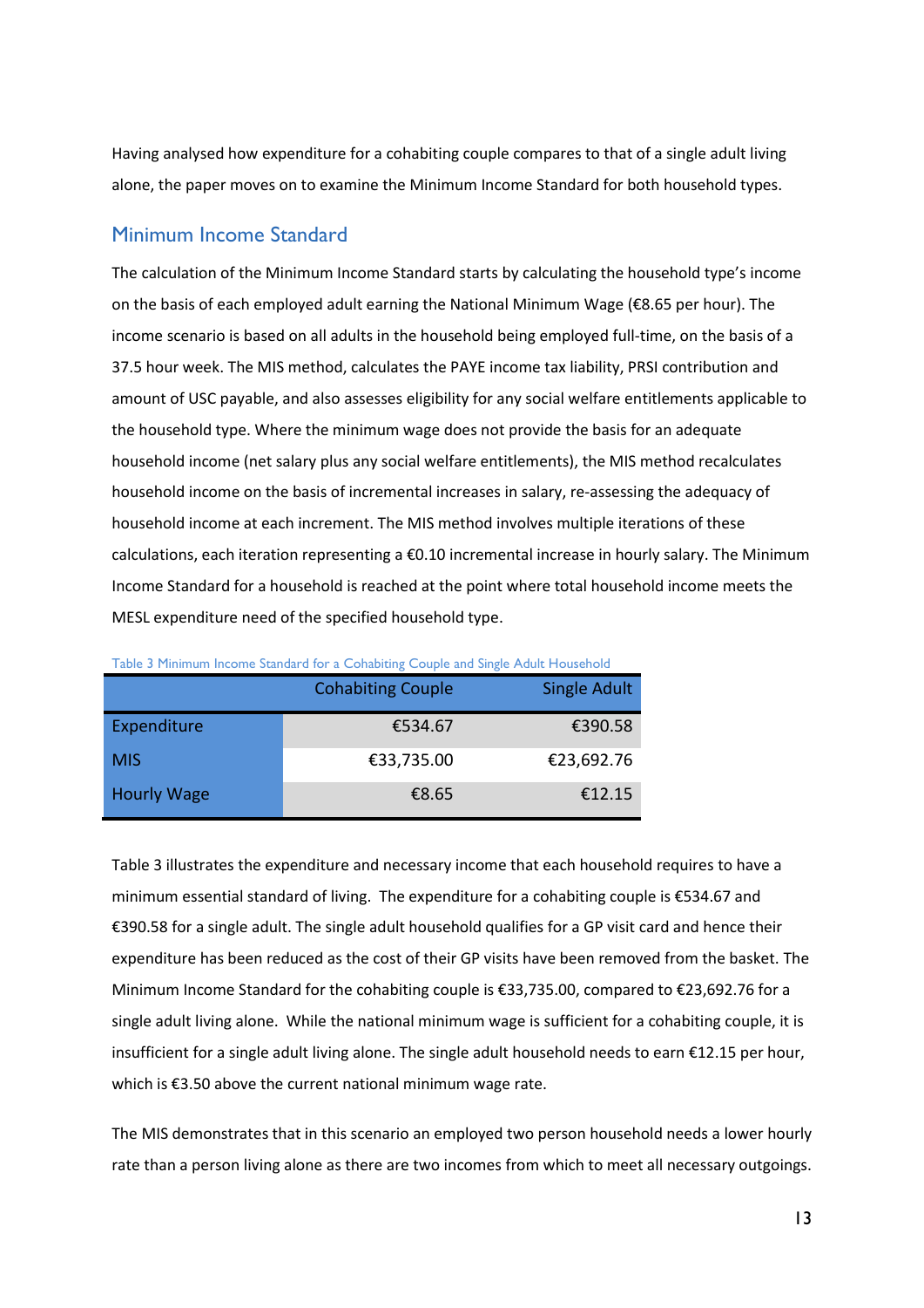Having analysed how expenditure for a cohabiting couple compares to that of a single adult living alone, the paper moves on to examine the Minimum Income Standard for both household types.

## Minimum Income Standard

The calculation of the Minimum Income Standard starts by calculating the household type's income on the basis of each employed adult earning the National Minimum Wage (€8.65 per hour). The income scenario is based on all adults in the household being employed full-time, on the basis of a 37.5 hour week. The MIS method, calculates the PAYE income tax liability, PRSI contribution and amount of USC payable, and also assesses eligibility for any social welfare entitlements applicable to the household type. Where the minimum wage does not provide the basis for an adequate household income (net salary plus any social welfare entitlements), the MIS method recalculates household income on the basis of incremental increases in salary, re-assessing the adequacy of household income at each increment. The MIS method involves multiple iterations of these calculations, each iteration representing a €0.10 incremental increase in hourly salary. The Minimum Income Standard for a household is reached at the point where total household income meets the MESL expenditure need of the specified household type.

Table 3 Minimum Income Standard for a Cohabiting Couple and Single Adult Household

| | Cohabiting Couple | Single Adult |
|---|---|---|
| Expenditure | €534.67 | €390.58 |
| MIS | €33,735.00 | €23,692.76 |
| Hourly Wage | €8.65 | €12.15 |

Table 3 illustrates the expenditure and necessary income that each household requires to have a minimum essential standard of living. The expenditure for a cohabiting couple is €534.67 and €390.58 for a single adult. The single adult household qualifies for a GP visit card and hence their expenditure has been reduced as the cost of their GP visits have been removed from the basket. The Minimum Income Standard for the cohabiting couple is €33,735.00, compared to €23,692.76 for a single adult living alone. While the national minimum wage is sufficient for a cohabiting couple, it is insufficient for a single adult living alone. The single adult household needs to earn €12.15 per hour, which is €3.50 above the current national minimum wage rate.

The MIS demonstrates that in this scenario an employed two person household needs a lower hourly rate than a person living alone as there are two incomes from which to meet all necessary outgoings.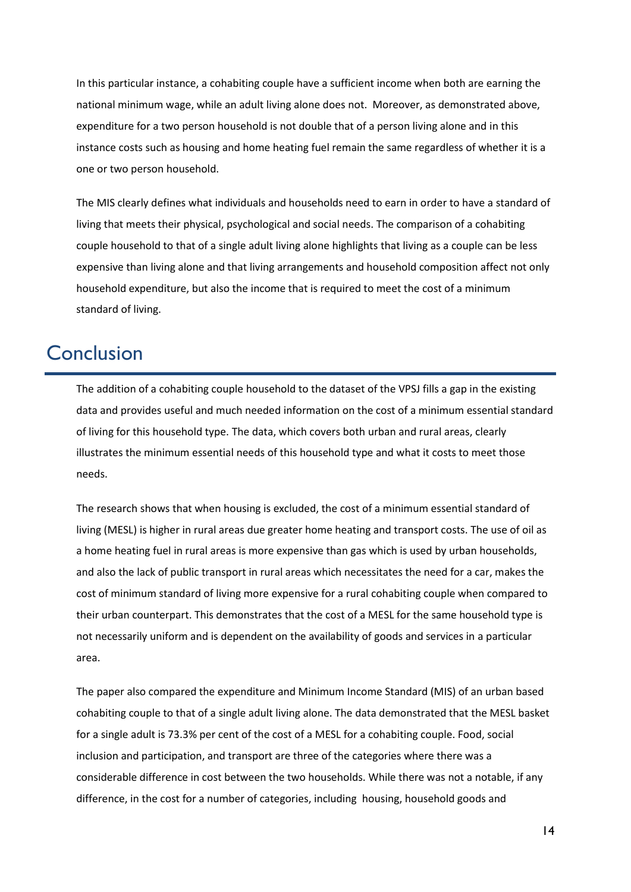In this particular instance, a cohabiting couple have a sufficient income when both are earning the national minimum wage, while an adult living alone does not. Moreover, as demonstrated above, expenditure for a two person household is not double that of a person living alone and in this instance costs such as housing and home heating fuel remain the same regardless of whether it is a one or two person household.

The MIS clearly defines what individuals and households need to earn in order to have a standard of living that meets their physical, psychological and social needs. The comparison of a cohabiting couple household to that of a single adult living alone highlights that living as a couple can be less expensive than living alone and that living arrangements and household composition affect not only household expenditure, but also the income that is required to meet the cost of a minimum standard of living.

# Conclusion

The addition of a cohabiting couple household to the dataset of the VPSJ fills a gap in the existing data and provides useful and much needed information on the cost of a minimum essential standard of living for this household type. The data, which covers both urban and rural areas, clearly illustrates the minimum essential needs of this household type and what it costs to meet those needs.

The research shows that when housing is excluded, the cost of a minimum essential standard of living (MESL) is higher in rural areas due greater home heating and transport costs. The use of oil as a home heating fuel in rural areas is more expensive than gas which is used by urban households, and also the lack of public transport in rural areas which necessitates the need for a car, makes the cost of minimum standard of living more expensive for a rural cohabiting couple when compared to their urban counterpart. This demonstrates that the cost of a MESL for the same household type is not necessarily uniform and is dependent on the availability of goods and services in a particular area.

The paper also compared the expenditure and Minimum Income Standard (MIS) of an urban based cohabiting couple to that of a single adult living alone. The data demonstrated that the MESL basket for a single adult is 73.3% per cent of the cost of a MESL for a cohabiting couple. Food, social inclusion and participation, and transport are three of the categories where there was a considerable difference in cost between the two households. While there was not a notable, if any difference, in the cost for a number of categories, including housing, household goods and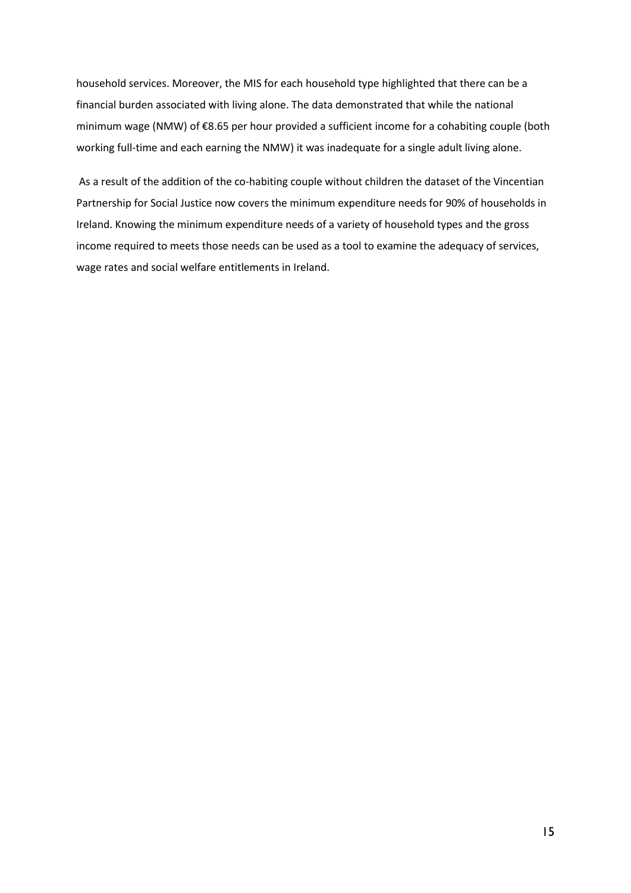household services. Moreover, the MIS for each household type highlighted that there can be a financial burden associated with living alone. The data demonstrated that while the national minimum wage (NMW) of €8.65 per hour provided a sufficient income for a cohabiting couple (both working full-time and each earning the NMW) it was inadequate for a single adult living alone.

As a result of the addition of the co-habiting couple without children the dataset of the Vincentian Partnership for Social Justice now covers the minimum expenditure needs for 90% of households in Ireland. Knowing the minimum expenditure needs of a variety of household types and the gross income required to meets those needs can be used as a tool to examine the adequacy of services, wage rates and social welfare entitlements in Ireland.